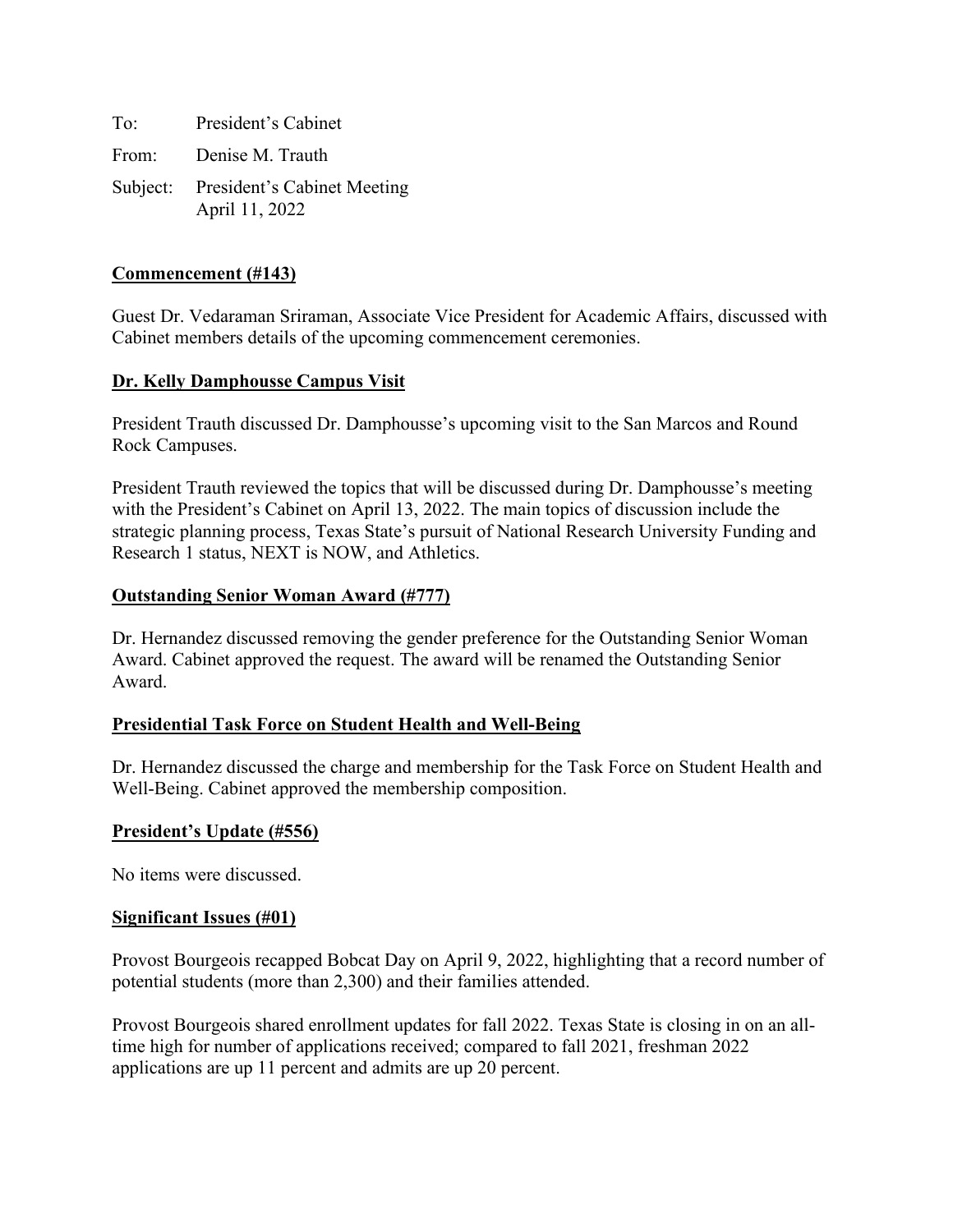To: President's Cabinet

From: Denise M. Trauth

Subject: President's Cabinet Meeting
April 11, 2022

**Commencement (#143)**

Guest Dr. Vedaraman Sriraman, Associate Vice President for Academic Affairs, discussed with Cabinet members details of the upcoming commencement ceremonies.

**Dr. Kelly Damphousse Campus Visit**

President Trauth discussed Dr. Damphousse's upcoming visit to the San Marcos and Round Rock Campuses.

President Trauth reviewed the topics that will be discussed during Dr. Damphousse's meeting with the President's Cabinet on April 13, 2022. The main topics of discussion include the strategic planning process, Texas State's pursuit of National Research University Funding and Research 1 status, NEXT is NOW, and Athletics.

**Outstanding Senior Woman Award (#777)**

Dr. Hernandez discussed removing the gender preference for the Outstanding Senior Woman Award. Cabinet approved the request. The award will be renamed the Outstanding Senior Award.

**Presidential Task Force on Student Health and Well-Being**

Dr. Hernandez discussed the charge and membership for the Task Force on Student Health and Well-Being. Cabinet approved the membership composition.

**President's Update (#556)**

No items were discussed.

**Significant Issues (#01)**

Provost Bourgeois recapped Bobcat Day on April 9, 2022, highlighting that a record number of potential students (more than 2,300) and their families attended.

Provost Bourgeois shared enrollment updates for fall 2022. Texas State is closing in on an all-time high for number of applications received; compared to fall 2021, freshman 2022 applications are up 11 percent and admits are up 20 percent.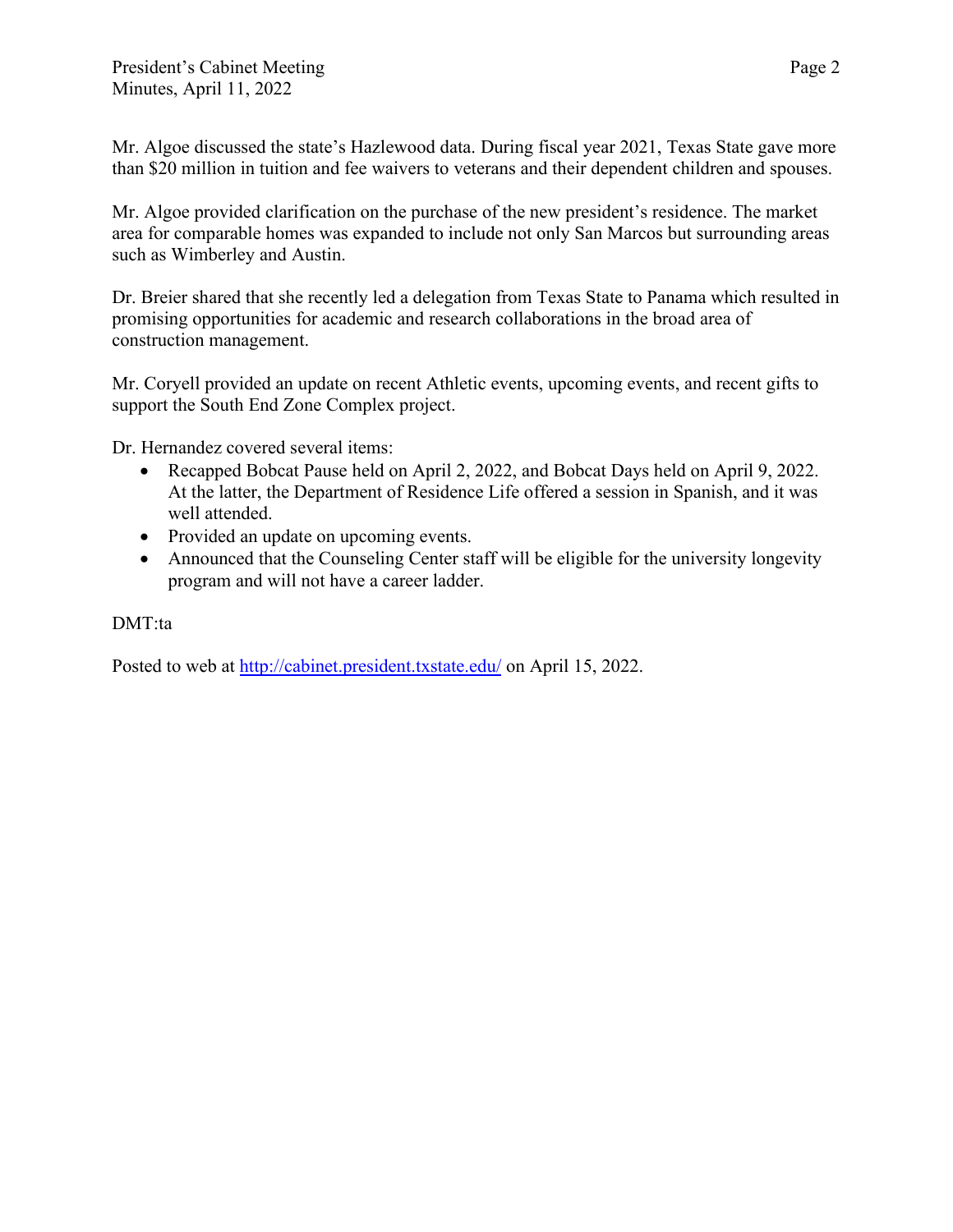Mr. Algoe discussed the state's Hazlewood data. During fiscal year 2021, Texas State gave more than $20 million in tuition and fee waivers to veterans and their dependent children and spouses.

Mr. Algoe provided clarification on the purchase of the new president's residence. The market area for comparable homes was expanded to include not only San Marcos but surrounding areas such as Wimberley and Austin.

Dr. Breier shared that she recently led a delegation from Texas State to Panama which resulted in promising opportunities for academic and research collaborations in the broad area of construction management.

Mr. Coryell provided an update on recent Athletic events, upcoming events, and recent gifts to support the South End Zone Complex project.

Dr. Hernandez covered several items:

- Recapped Bobcat Pause held on April 2, 2022, and Bobcat Days held on April 9, 2022. At the latter, the Department of Residence Life offered a session in Spanish, and it was well attended.
- Provided an update on upcoming events.
- Announced that the Counseling Center staff will be eligible for the university longevity program and will not have a career ladder.

DMT:ta

Posted to web at http://cabinet.president.txstate.edu/ on April 15, 2022.